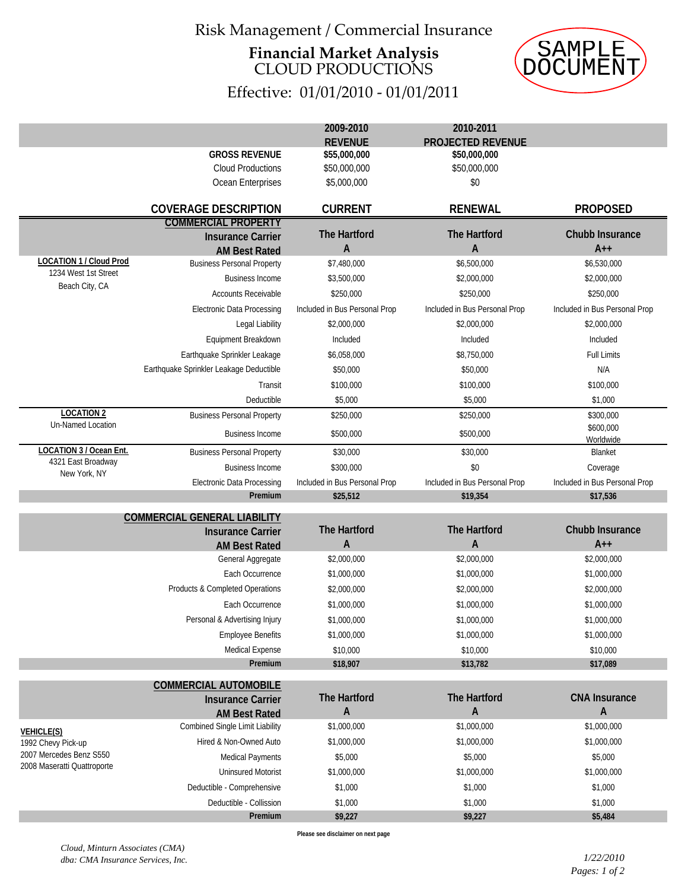Risk Management / Commercial Insurance

# Financial Market Analysis

## CLOUD PRODUCTIONS

Effective: 01/01/2010 - 01/01/2011

SAMPLE DOCUMENT

| | | 2009-2010 REVENUE | 2010-2011 PROJECTED REVENUE | |
|---|---|---|---|---|
| | **GROSS REVENUE** | **$55,000,000** | **$50,000,000** | |
| | Cloud Productions | $50,000,000 | $50,000,000 | |
| | Ocean Enterprises | $5,000,000 | $0 | |

| | COVERAGE DESCRIPTION | CURRENT | RENEWAL | PROPOSED |
|---|---|---|---|---|
| | **COMMERCIAL PROPERTY** | | | |
| | **Insurance Carrier** | **The Hartford** | **The Hartford** | **Chubb Insurance** |
| | **AM Best Rated** | **A** | **A** | **A++** |
| **LOCATION 1 / Cloud Prod** 1234 West 1st Street Beach City, CA | Business Personal Property | $7,480,000 | $6,500,000 | $6,530,000 |
| | Business Income | $3,500,000 | $2,000,000 | $2,000,000 |
| | Accounts Receivable | $250,000 | $250,000 | $250,000 |
| | Electronic Data Processing | Included in Bus Personal Prop | Included in Bus Personal Prop | Included in Bus Personal Prop |
| | Legal Liability | $2,000,000 | $2,000,000 | $2,000,000 |
| | Equipment Breakdown | Included | Included | Included |
| | Earthquake Sprinkler Leakage | $6,058,000 | $8,750,000 | Full Limits |
| | Earthquake Sprinkler Leakage Deductible | $50,000 | $50,000 | N/A |
| | Transit | $100,000 | $100,000 | $100,000 |
| | Deductible | $5,000 | $5,000 | $1,000 |
| **LOCATION 2** Un-Named Location | Business Personal Property | $250,000 | $250,000 | $300,000 |
| | Business Income | $500,000 | $500,000 | $600,000 Worldwide |
| **LOCATION 3 / Ocean Ent.** 4321 East Broadway New York, NY | Business Personal Property | $30,000 | $30,000 | Blanket |
| | Business Income | $300,000 | $0 | Coverage |
| | Electronic Data Processing | Included in Bus Personal Prop | Included in Bus Personal Prop | Included in Bus Personal Prop |
| | **Premium** | **$25,512** | **$19,354** | **$17,536** |

| | COVERAGE DESCRIPTION | CURRENT | RENEWAL | PROPOSED |
|---|---|---|---|---|
| | **COMMERCIAL GENERAL LIABILITY** | | | |
| | **Insurance Carrier** | **The Hartford** | **The Hartford** | **Chubb Insurance** |
| | **AM Best Rated** | **A** | **A** | **A++** |
| | General Aggregate | $2,000,000 | $2,000,000 | $2,000,000 |
| | Each Occurrence | $1,000,000 | $1,000,000 | $1,000,000 |
| | Products & Completed Operations | $2,000,000 | $2,000,000 | $2,000,000 |
| | Each Occurrence | $1,000,000 | $1,000,000 | $1,000,000 |
| | Personal & Advertising Injury | $1,000,000 | $1,000,000 | $1,000,000 |
| | Employee Benefits | $1,000,000 | $1,000,000 | $1,000,000 |
| | Medical Expense | $10,000 | $10,000 | $10,000 |
| | **Premium** | **$18,907** | **$13,782** | **$17,089** |

| | COVERAGE DESCRIPTION | CURRENT | RENEWAL | PROPOSED |
|---|---|---|---|---|
| | **COMMERCIAL AUTOMOBILE** | | | |
| | **Insurance Carrier** | **The Hartford** | **The Hartford** | **CNA Insurance** |
| | **AM Best Rated** | **A** | **A** | **A** |
| **VEHICLE(S)** 1992 Chevy Pick-up 2007 Mercedes Benz S550 2008 Maseratti Quattroporte | Combined Single Limit Liability | $1,000,000 | $1,000,000 | $1,000,000 |
| | Hired & Non-Owned Auto | $1,000,000 | $1,000,000 | $1,000,000 |
| | Medical Payments | $5,000 | $5,000 | $5,000 |
| | Uninsured Motorist | $1,000,000 | $1,000,000 | $1,000,000 |
| | Deductible - Comprehensive | $1,000 | $1,000 | $1,000 |
| | Deductible - Collission | $1,000 | $1,000 | $1,000 |
| | **Premium** | **$9,227** | **$9,227** | **$5,484** |

**Please see disclaimer on next page**

*Cloud, Minturn Associates (CMA)*
*dba: CMA Insurance Services, Inc.*

*1/22/2010*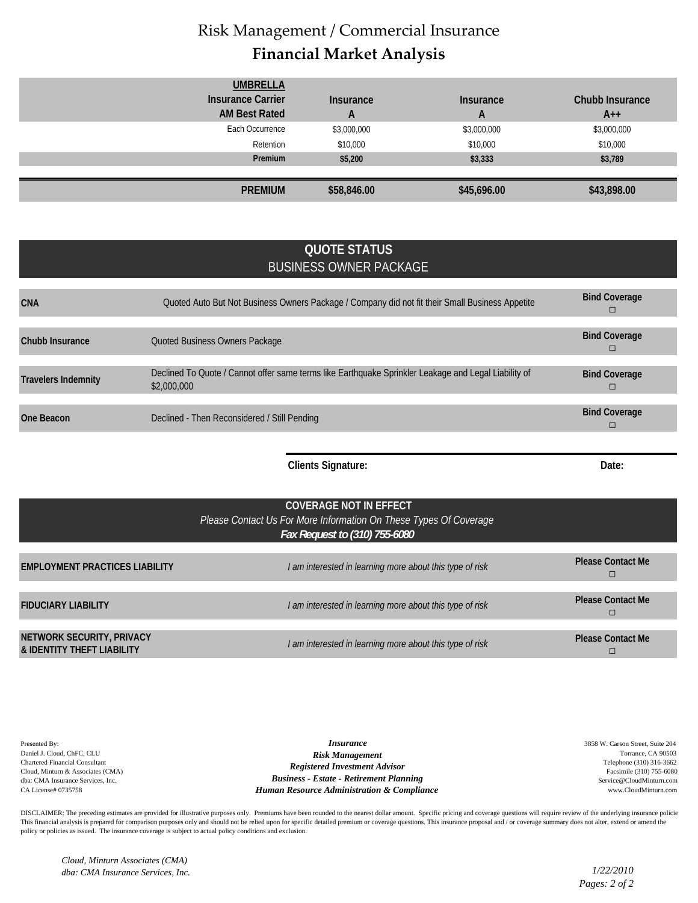# Risk Management / Commercial Insurance

## Financial Market Analysis

| UMBRELLA<br>Insurance Carrier<br>AM Best Rated | Insurance<br>A | Insurance<br>A | Chubb Insurance<br>A++ |
|---|---|---|---|
| Each Occurrence | $3,000,000 | $3,000,000 | $3,000,000 |
| Retention | $10,000 | $10,000 | $10,000 |
| **Premium** | **$5,200** | **$3,333** | **$3,789** |
| **PREMIUM** | **$58,846.00** | **$45,696.00** | **$43,898.00** |

## QUOTE STATUS

BUSINESS OWNER PACKAGE

| | | |
|---|---|---|
| **CNA** | Quoted Auto But Not Business Owners Package / Company did not fit their Small Business Appetite | **Bind Coverage** □ |
| **Chubb Insurance** | Quoted Business Owners Package | **Bind Coverage** □ |
| **Travelers Indemnity** | Declined To Quote / Cannot offer same terms like Earthquake Sprinkler Leakage and Legal Liability of $2,000,000 | **Bind Coverage** □ |
| **One Beacon** | Declined - Then Reconsidered / Still Pending | **Bind Coverage** □ |

**Clients Signature:** **Date:**

## COVERAGE NOT IN EFFECT

*Please Contact Us For More Information On These Types Of Coverage*

***Fax Request to (310) 755-6080***

| | | |
|---|---|---|
| **EMPLOYMENT PRACTICES LIABILITY** | *I am interested in learning more about this type of risk* | **Please Contact Me** □ |
| **FIDUCIARY LIABILITY** | *I am interested in learning more about this type of risk* | **Please Contact Me** □ |
| **NETWORK SECURITY, PRIVACY & IDENTITY THEFT LIABILITY** | *I am interested in learning more about this type of risk* | **Please Contact Me** □ |

Presented By:
Daniel J. Cloud, ChFC, CLU
Chartered Financial Consultant
Cloud, Minturn & Associates (CMA)
dba: CMA Insurance Services, Inc.
CA License# 0735758

***Insurance***
***Risk Management***
***Registered Investment Advisor***
***Business - Estate - Retirement Planning***
***Human Resource Administration & Compliance***

3858 W. Carson Street, Suite 204
Torrance, CA 90503
Telephone (310) 316-3662
Facsimile (310) 755-6080
Service@CloudMinturn.com
www.CloudMinturn.com

DISCLAIMER: The preceding estimates are provided for illustrative purposes only. Premiums have been rounded to the nearest dollar amount. Specific pricing and coverage questions will require review of the underlying insurance policie This financial analysis is prepared for comparison purposes only and should not be relied upon for specific detailed premium or coverage questions. This insurance proposal and / or coverage summary does not alter, extend or amend the policy or policies as issued. The insurance coverage is subject to actual policy conditions and exclusion.

*Cloud, Minturn Associates (CMA)*
*dba: CMA Insurance Services, Inc.*

*1/22/2010*